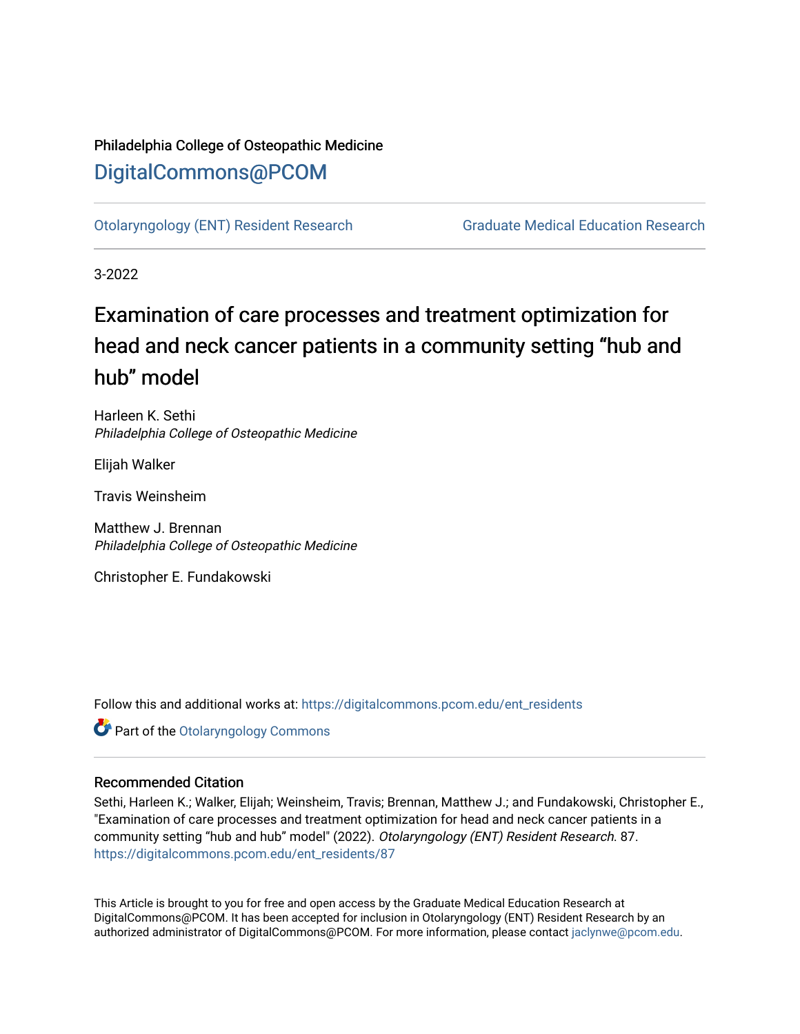Philadelphia College of Osteopathic Medicine

# DigitalCommons@PCOM

Otolaryngology (ENT) Resident Research

Graduate Medical Education Research

3-2022

# Examination of care processes and treatment optimization for head and neck cancer patients in a community setting "hub and hub" model

Harleen K. Sethi
*Philadelphia College of Osteopathic Medicine*

Elijah Walker

Travis Weinsheim

Matthew J. Brennan
*Philadelphia College of Osteopathic Medicine*

Christopher E. Fundakowski

Follow this and additional works at: https://digitalcommons.pcom.edu/ent_residents

Part of the Otolaryngology Commons

## Recommended Citation

Sethi, Harleen K.; Walker, Elijah; Weinsheim, Travis; Brennan, Matthew J.; and Fundakowski, Christopher E., "Examination of care processes and treatment optimization for head and neck cancer patients in a community setting "hub and hub" model" (2022). *Otolaryngology (ENT) Resident Research*. 87.
https://digitalcommons.pcom.edu/ent_residents/87

This Article is brought to you for free and open access by the Graduate Medical Education Research at DigitalCommons@PCOM. It has been accepted for inclusion in Otolaryngology (ENT) Resident Research by an authorized administrator of DigitalCommons@PCOM. For more information, please contact jaclynwe@pcom.edu.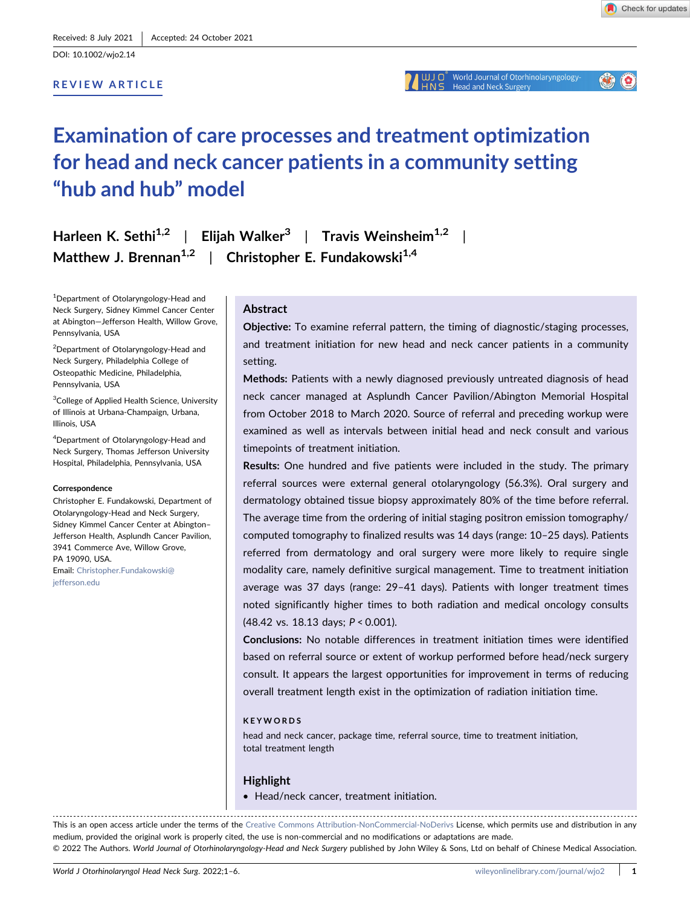Received: 8 July 2021 | Accepted: 24 October 2021

DOI: 10.1002/wjo2.14

REVIEW ARTICLE

# Examination of care processes and treatment optimization for head and neck cancer patients in a community setting "hub and hub" model

**Harleen K. Sethi**[1,2] | **Elijah Walker**[3] | **Travis Weinsheim**[1,2] | **Matthew J. Brennan**[1,2] | **Christopher E. Fundakowski**[1,4]

[1]Department of Otolaryngology-Head and Neck Surgery, Sidney Kimmel Cancer Center at Abington—Jefferson Health, Willow Grove, Pennsylvania, USA

[2]Department of Otolaryngology-Head and Neck Surgery, Philadelphia College of Osteopathic Medicine, Philadelphia, Pennsylvania, USA

[3]College of Applied Health Science, University of Illinois at Urbana-Champaign, Urbana, Illinois, USA

[4]Department of Otolaryngology-Head and Neck Surgery, Thomas Jefferson University Hospital, Philadelphia, Pennsylvania, USA

**Correspondence**

Christopher E. Fundakowski, Department of Otolaryngology-Head and Neck Surgery, Sidney Kimmel Cancer Center at Abington–Jefferson Health, Asplundh Cancer Pavilion, 3941 Commerce Ave, Willow Grove, PA 19090, USA.
Email: Christopher.Fundakowski@jefferson.edu

## Abstract

**Objective:** To examine referral pattern, the timing of diagnostic/staging processes, and treatment initiation for new head and neck cancer patients in a community setting.

**Methods:** Patients with a newly diagnosed previously untreated diagnosis of head neck cancer managed at Asplundh Cancer Pavilion/Abington Memorial Hospital from October 2018 to March 2020. Source of referral and preceding workup were examined as well as intervals between initial head and neck consult and various timepoints of treatment initiation.

**Results:** One hundred and five patients were included in the study. The primary referral sources were external general otolaryngology (56.3%). Oral surgery and dermatology obtained tissue biopsy approximately 80% of the time before referral. The average time from the ordering of initial staging positron emission tomography/computed tomography to finalized results was 14 days (range: 10–25 days). Patients referred from dermatology and oral surgery were more likely to require single modality care, namely definitive surgical management. Time to treatment initiation average was 37 days (range: 29–41 days). Patients with longer treatment times noted significantly higher times to both radiation and medical oncology consults (48.42 vs. 18.13 days; $P < 0.001$).

**Conclusions:** No notable differences in treatment initiation times were identified based on referral source or extent of workup performed before head/neck surgery consult. It appears the largest opportunities for improvement in terms of reducing overall treatment length exist in the optimization of radiation initiation time.

**KEYWORDS**

head and neck cancer, package time, referral source, time to treatment initiation, total treatment length

## Highlight

- Head/neck cancer, treatment initiation.

This is an open access article under the terms of the Creative Commons Attribution-NonCommercial-NoDerivs License, which permits use and distribution in any medium, provided the original work is properly cited, the use is non-commercial and no modifications or adaptations are made.
© 2022 The Authors. *World Journal of Otorhinolaryngology-Head and Neck Surgery* published by John Wiley & Sons, Ltd on behalf of Chinese Medical Association.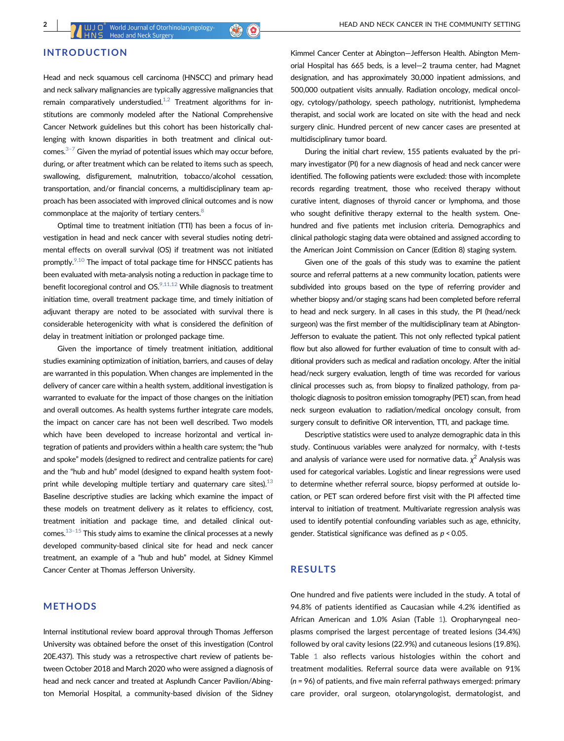## INTRODUCTION

Head and neck squamous cell carcinoma (HNSCC) and primary head and neck salivary malignancies are typically aggressive malignancies that remain comparatively understudied.[1,2] Treatment algorithms for institutions are commonly modeled after the National Comprehensive Cancer Network guidelines but this cohort has been historically challenging with known disparities in both treatment and clinical outcomes.[3–7] Given the myriad of potential issues which may occur before, during, or after treatment which can be related to items such as speech, swallowing, disfigurement, malnutrition, tobacco/alcohol cessation, transportation, and/or financial concerns, a multidisciplinary team approach has been associated with improved clinical outcomes and is now commonplace at the majority of tertiary centers.[8]

Optimal time to treatment initiation (TTI) has been a focus of investigation in head and neck cancer with several studies noting detrimental effects on overall survival (OS) if treatment was not initiated promptly.[9,10] The impact of total package time for HNSCC patients has been evaluated with meta-analysis noting a reduction in package time to benefit locoregional control and OS.[9,11,12] While diagnosis to treatment initiation time, overall treatment package time, and timely initiation of adjuvant therapy are noted to be associated with survival there is considerable heterogenicity with what is considered the definition of delay in treatment initiation or prolonged package time.

Given the importance of timely treatment initiation, additional studies examining optimization of initiation, barriers, and causes of delay are warranted in this population. When changes are implemented in the delivery of cancer care within a health system, additional investigation is warranted to evaluate for the impact of those changes on the initiation and overall outcomes. As health systems further integrate care models, the impact on cancer care has not been well described. Two models which have been developed to increase horizontal and vertical integration of patients and providers within a health care system; the "hub and spoke" models (designed to redirect and centralize patients for care) and the "hub and hub" model (designed to expand health system footprint while developing multiple tertiary and quaternary care sites).[13] Baseline descriptive studies are lacking which examine the impact of these models on treatment delivery as it relates to efficiency, cost, treatment initiation and package time, and detailed clinical outcomes.[13–15] This study aims to examine the clinical processes at a newly developed community-based clinical site for head and neck cancer treatment, an example of a "hub and hub" model, at Sidney Kimmel Cancer Center at Thomas Jefferson University.

## METHODS

Internal institutional review board approval through Thomas Jefferson University was obtained before the onset of this investigation (Control 20E.437). This study was a retrospective chart review of patients between October 2018 and March 2020 who were assigned a diagnosis of head and neck cancer and treated at Asplundh Cancer Pavilion/Abington Memorial Hospital, a community-based division of the Sidney Kimmel Cancer Center at Abington—Jefferson Health. Abington Memorial Hospital has 665 beds, is a level—2 trauma center, had Magnet designation, and has approximately 30,000 inpatient admissions, and 500,000 outpatient visits annually. Radiation oncology, medical oncology, cytology/pathology, speech pathology, nutritionist, lymphedema therapist, and social work are located on site with the head and neck surgery clinic. Hundred percent of new cancer cases are presented at multidisciplinary tumor board.

During the initial chart review, 155 patients evaluated by the primary investigator (PI) for a new diagnosis of head and neck cancer were identified. The following patients were excluded: those with incomplete records regarding treatment, those who received therapy without curative intent, diagnoses of thyroid cancer or lymphoma, and those who sought definitive therapy external to the health system. One-hundred and five patients met inclusion criteria. Demographics and clinical pathologic staging data were obtained and assigned according to the American Joint Commission on Cancer (Edition 8) staging system.

Given one of the goals of this study was to examine the patient source and referral patterns at a new community location, patients were subdivided into groups based on the type of referring provider and whether biopsy and/or staging scans had been completed before referral to head and neck surgery. In all cases in this study, the PI (head/neck surgeon) was the first member of the multidisciplinary team at Abington-Jefferson to evaluate the patient. This not only reflected typical patient flow but also allowed for further evaluation of time to consult with additional providers such as medical and radiation oncology. After the initial head/neck surgery evaluation, length of time was recorded for various clinical processes such as, from biopsy to finalized pathology, from pathologic diagnosis to positron emission tomography (PET) scan, from head neck surgeon evaluation to radiation/medical oncology consult, from surgery consult to definitive OR intervention, TTI, and package time.

Descriptive statistics were used to analyze demographic data in this study. Continuous variables were analyzed for normalcy, with *t*-tests and analysis of variance were used for normative data. $\chi^2$ Analysis was used for categorical variables. Logistic and linear regressions were used to determine whether referral source, biopsy performed at outside location, or PET scan ordered before first visit with the PI affected time interval to initiation of treatment. Multivariate regression analysis was used to identify potential confounding variables such as age, ethnicity, gender. Statistical significance was defined as $p < 0.05$.

## RESULTS

One hundred and five patients were included in the study. A total of 94.8% of patients identified as Caucasian while 4.2% identified as African American and 1.0% Asian (Table 1). Oropharyngeal neoplasms comprised the largest percentage of treated lesions (34.4%) followed by oral cavity lesions (22.9%) and cutaneous lesions (19.8%). Table 1 also reflects various histologies within the cohort and treatment modalities. Referral source data were available on 91% ($n = 96$) of patients, and five main referral pathways emerged: primary care provider, oral surgeon, otolaryngologist, dermatologist, and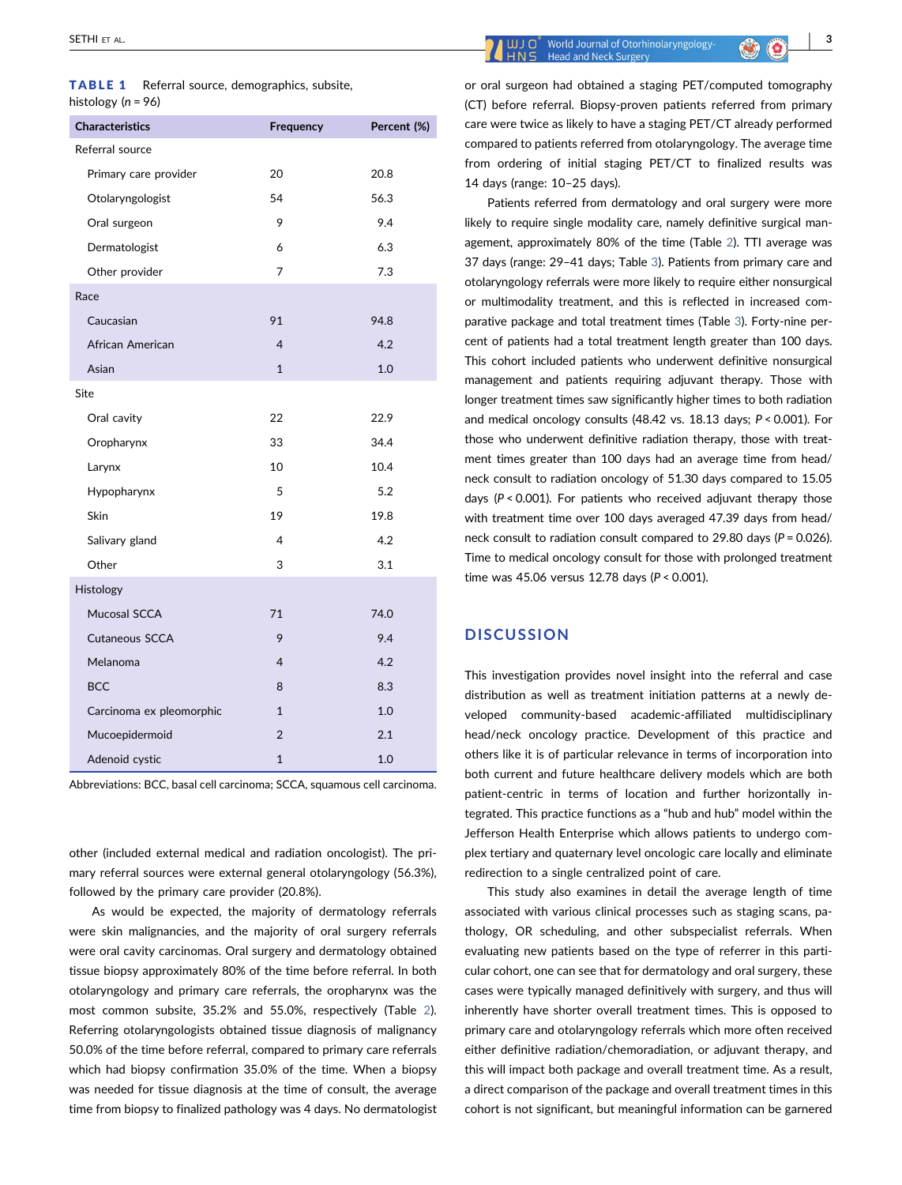**TABLE 1** Referral source, demographics, subsite, histology ($n = 96$)

| Characteristics | Frequency | Percent (%) |
|---|---|---|
| Referral source | | |
| Primary care provider | 20 | 20.8 |
| Otolaryngologist | 54 | 56.3 |
| Oral surgeon | 9 | 9.4 |
| Dermatologist | 6 | 6.3 |
| Other provider | 7 | 7.3 |
| Race | | |
| Caucasian | 91 | 94.8 |
| African American | 4 | 4.2 |
| Asian | 1 | 1.0 |
| Site | | |
| Oral cavity | 22 | 22.9 |
| Oropharynx | 33 | 34.4 |
| Larynx | 10 | 10.4 |
| Hypopharynx | 5 | 5.2 |
| Skin | 19 | 19.8 |
| Salivary gland | 4 | 4.2 |
| Other | 3 | 3.1 |
| Histology | | |
| Mucosal SCCA | 71 | 74.0 |
| Cutaneous SCCA | 9 | 9.4 |
| Melanoma | 4 | 4.2 |
| BCC | 8 | 8.3 |
| Carcinoma ex pleomorphic | 1 | 1.0 |
| Mucoepidermoid | 2 | 2.1 |
| Adenoid cystic | 1 | 1.0 |

Abbreviations: BCC, basal cell carcinoma; SCCA, squamous cell carcinoma.

other (included external medical and radiation oncologist). The primary referral sources were external general otolaryngology (56.3%), followed by the primary care provider (20.8%).

As would be expected, the majority of dermatology referrals were skin malignancies, and the majority of oral surgery referrals were oral cavity carcinomas. Oral surgery and dermatology obtained tissue biopsy approximately 80% of the time before referral. In both otolaryngology and primary care referrals, the oropharynx was the most common subsite, 35.2% and 55.0%, respectively (Table 2). Referring otolaryngologists obtained tissue diagnosis of malignancy 50.0% of the time before referral, compared to primary care referrals which had biopsy confirmation 35.0% of the time. When a biopsy was needed for tissue diagnosis at the time of consult, the average time from biopsy to finalized pathology was 4 days. No dermatologist or oral surgeon had obtained a staging PET/computed tomography (CT) before referral. Biopsy-proven patients referred from primary care were twice as likely to have a staging PET/CT already performed compared to patients referred from otolaryngology. The average time from ordering of initial staging PET/CT to finalized results was 14 days (range: 10–25 days).

Patients referred from dermatology and oral surgery were more likely to require single modality care, namely definitive surgical management, approximately 80% of the time (Table 2). TTI average was 37 days (range: 29–41 days; Table 3). Patients from primary care and otolaryngology referrals were more likely to require either nonsurgical or multimodality treatment, and this is reflected in increased comparative package and total treatment times (Table 3). Forty-nine percent of patients had a total treatment length greater than 100 days. This cohort included patients who underwent definitive nonsurgical management and patients requiring adjuvant therapy. Those with longer treatment times saw significantly higher times to both radiation and medical oncology consults (48.42 vs. 18.13 days; $P < 0.001$). For those who underwent definitive radiation therapy, those with treatment times greater than 100 days had an average time from head/neck consult to radiation oncology of 51.30 days compared to 15.05 days ($P < 0.001$). For patients who received adjuvant therapy those with treatment time over 100 days averaged 47.39 days from head/neck consult to radiation consult compared to 29.80 days ($P = 0.026$). Time to medical oncology consult for those with prolonged treatment time was 45.06 versus 12.78 days ($P < 0.001$).

## DISCUSSION

This investigation provides novel insight into the referral and case distribution as well as treatment initiation patterns at a newly developed community-based academic-affiliated multidisciplinary head/neck oncology practice. Development of this practice and others like it is of particular relevance in terms of incorporation into both current and future healthcare delivery models which are both patient-centric in terms of location and further horizontally integrated. This practice functions as a "hub and hub" model within the Jefferson Health Enterprise which allows patients to undergo complex tertiary and quaternary level oncologic care locally and eliminate redirection to a single centralized point of care.

This study also examines in detail the average length of time associated with various clinical processes such as staging scans, pathology, OR scheduling, and other subspecialist referrals. When evaluating new patients based on the type of referrer in this particular cohort, one can see that for dermatology and oral surgery, these cases were typically managed definitively with surgery, and thus will inherently have shorter overall treatment times. This is opposed to primary care and otolaryngology referrals which more often received either definitive radiation/chemoradiation, or adjuvant therapy, and this will impact both package and overall treatment time. As a result, a direct comparison of the package and overall treatment times in this cohort is not significant, but meaningful information can be garnered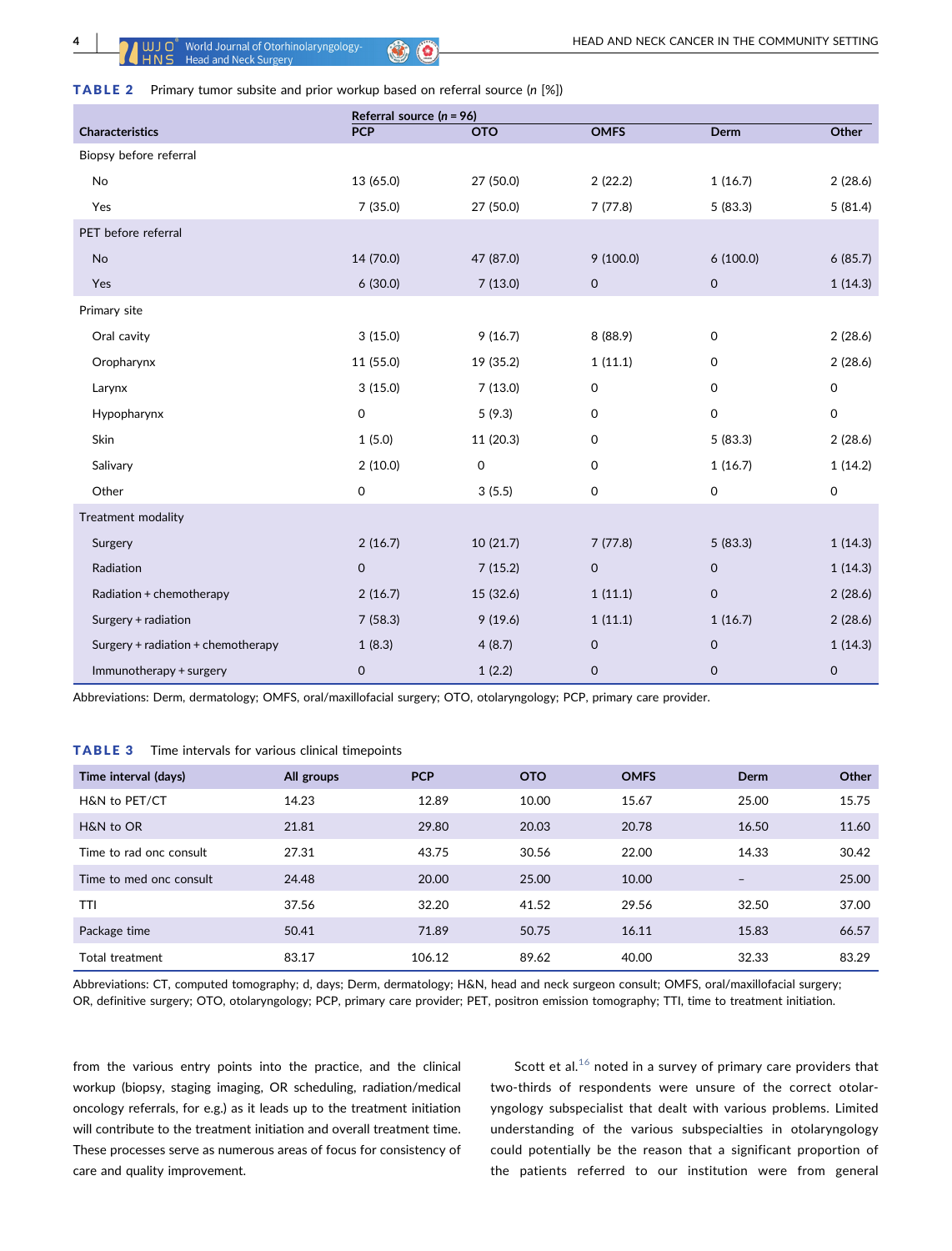**TABLE 2** Primary tumor subsite and prior workup based on referral source (*n* [%])

| Characteristics | Referral source (*n* = 96) | | | | |
|---|---|---|---|---|---|
| | PCP | OTO | OMFS | Derm | Other |
| Biopsy before referral | | | | | |
| No | 13 (65.0) | 27 (50.0) | 2 (22.2) | 1 (16.7) | 2 (28.6) |
| Yes | 7 (35.0) | 27 (50.0) | 7 (77.8) | 5 (83.3) | 5 (81.4) |
| PET before referral | | | | | |
| No | 14 (70.0) | 47 (87.0) | 9 (100.0) | 6 (100.0) | 6 (85.7) |
| Yes | 6 (30.0) | 7 (13.0) | 0 | 0 | 1 (14.3) |
| Primary site | | | | | |
| Oral cavity | 3 (15.0) | 9 (16.7) | 8 (88.9) | 0 | 2 (28.6) |
| Oropharynx | 11 (55.0) | 19 (35.2) | 1 (11.1) | 0 | 2 (28.6) |
| Larynx | 3 (15.0) | 7 (13.0) | 0 | 0 | 0 |
| Hypopharynx | 0 | 5 (9.3) | 0 | 0 | 0 |
| Skin | 1 (5.0) | 11 (20.3) | 0 | 5 (83.3) | 2 (28.6) |
| Salivary | 2 (10.0) | 0 | 0 | 1 (16.7) | 1 (14.2) |
| Other | 0 | 3 (5.5) | 0 | 0 | 0 |
| Treatment modality | | | | | |
| Surgery | 2 (16.7) | 10 (21.7) | 7 (77.8) | 5 (83.3) | 1 (14.3) |
| Radiation | 0 | 7 (15.2) | 0 | 0 | 1 (14.3) |
| Radiation + chemotherapy | 2 (16.7) | 15 (32.6) | 1 (11.1) | 0 | 2 (28.6) |
| Surgery + radiation | 7 (58.3) | 9 (19.6) | 1 (11.1) | 1 (16.7) | 2 (28.6) |
| Surgery + radiation + chemotherapy | 1 (8.3) | 4 (8.7) | 0 | 0 | 1 (14.3) |
| Immunotherapy + surgery | 0 | 1 (2.2) | 0 | 0 | 0 |

Abbreviations: Derm, dermatology; OMFS, oral/maxillofacial surgery; OTO, otolaryngology; PCP, primary care provider.

**TABLE 3** Time intervals for various clinical timepoints

| Time interval (days) | All groups | PCP | OTO | OMFS | Derm | Other |
|---|---|---|---|---|---|---|
| H&N to PET/CT | 14.23 | 12.89 | 10.00 | 15.67 | 25.00 | 15.75 |
| H&N to OR | 21.81 | 29.80 | 20.03 | 20.78 | 16.50 | 11.60 |
| Time to rad onc consult | 27.31 | 43.75 | 30.56 | 22.00 | 14.33 | 30.42 |
| Time to med onc consult | 24.48 | 20.00 | 25.00 | 10.00 | – | 25.00 |
| TTI | 37.56 | 32.20 | 41.52 | 29.56 | 32.50 | 37.00 |
| Package time | 50.41 | 71.89 | 50.75 | 16.11 | 15.83 | 66.57 |
| Total treatment | 83.17 | 106.12 | 89.62 | 40.00 | 32.33 | 83.29 |

Abbreviations: CT, computed tomography; d, days; Derm, dermatology; H&N, head and neck surgeon consult; OMFS, oral/maxillofacial surgery; OR, definitive surgery; OTO, otolaryngology; PCP, primary care provider; PET, positron emission tomography; TTI, time to treatment initiation.

from the various entry points into the practice, and the clinical workup (biopsy, staging imaging, OR scheduling, radiation/medical oncology referrals, for e.g.) as it leads up to the treatment initiation will contribute to the treatment initiation and overall treatment time. These processes serve as numerous areas of focus for consistency of care and quality improvement.

Scott et al.[16] noted in a survey of primary care providers that two-thirds of respondents were unsure of the correct otolaryngology subspecialist that dealt with various problems. Limited understanding of the various subspecialties in otolaryngology could potentially be the reason that a significant proportion of the patients referred to our institution were from general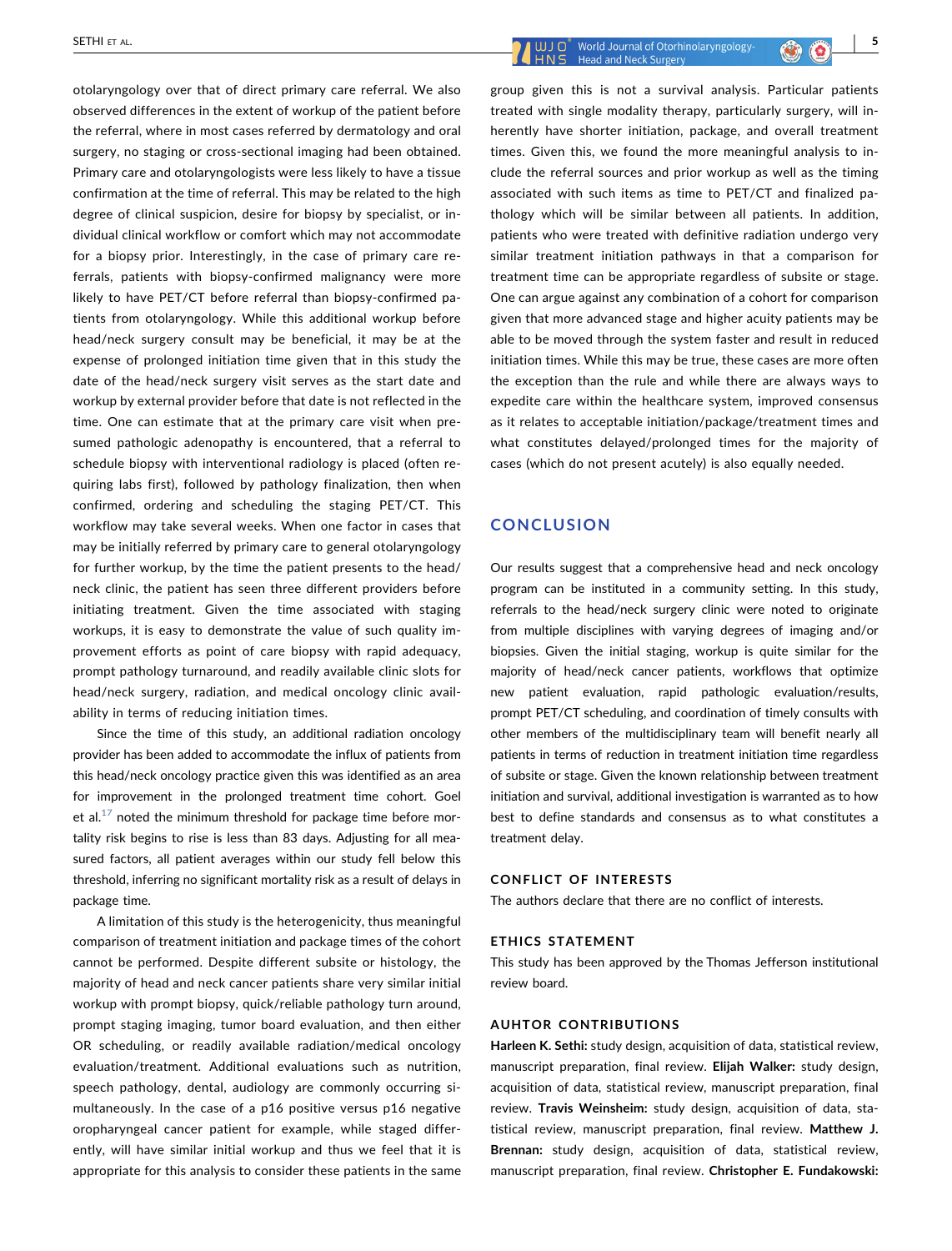otolaryngology over that of direct primary care referral. We also observed differences in the extent of workup of the patient before the referral, where in most cases referred by dermatology and oral surgery, no staging or cross-sectional imaging had been obtained. Primary care and otolaryngologists were less likely to have a tissue confirmation at the time of referral. This may be related to the high degree of clinical suspicion, desire for biopsy by specialist, or individual clinical workflow or comfort which may not accommodate for a biopsy prior. Interestingly, in the case of primary care referrals, patients with biopsy-confirmed malignancy were more likely to have PET/CT before referral than biopsy-confirmed patients from otolaryngology. While this additional workup before head/neck surgery consult may be beneficial, it may be at the expense of prolonged initiation time given that in this study the date of the head/neck surgery visit serves as the start date and workup by external provider before that date is not reflected in the time. One can estimate that at the primary care visit when presumed pathologic adenopathy is encountered, that a referral to schedule biopsy with interventional radiology is placed (often requiring labs first), followed by pathology finalization, then when confirmed, ordering and scheduling the staging PET/CT. This workflow may take several weeks. When one factor in cases that may be initially referred by primary care to general otolaryngology for further workup, by the time the patient presents to the head/neck clinic, the patient has seen three different providers before initiating treatment. Given the time associated with staging workups, it is easy to demonstrate the value of such quality improvement efforts as point of care biopsy with rapid adequacy, prompt pathology turnaround, and readily available clinic slots for head/neck surgery, radiation, and medical oncology clinic availability in terms of reducing initiation times.

Since the time of this study, an additional radiation oncology provider has been added to accommodate the influx of patients from this head/neck oncology practice given this was identified as an area for improvement in the prolonged treatment time cohort. Goel et al.[17] noted the minimum threshold for package time before mortality risk begins to rise is less than 83 days. Adjusting for all measured factors, all patient averages within our study fell below this threshold, inferring no significant mortality risk as a result of delays in package time.

A limitation of this study is the heterogenicity, thus meaningful comparison of treatment initiation and package times of the cohort cannot be performed. Despite different subsite or histology, the majority of head and neck cancer patients share very similar initial workup with prompt biopsy, quick/reliable pathology turn around, prompt staging imaging, tumor board evaluation, and then either OR scheduling, or readily available radiation/medical oncology evaluation/treatment. Additional evaluations such as nutrition, speech pathology, dental, audiology are commonly occurring simultaneously. In the case of a p16 positive versus p16 negative oropharyngeal cancer patient for example, while staged differently, will have similar initial workup and thus we feel that it is appropriate for this analysis to consider these patients in the same group given this is not a survival analysis. Particular patients treated with single modality therapy, particularly surgery, will inherently have shorter initiation, package, and overall treatment times. Given this, we found the more meaningful analysis to include the referral sources and prior workup as well as the timing associated with such items as time to PET/CT and finalized pathology which will be similar between all patients. In addition, patients who were treated with definitive radiation undergo very similar treatment initiation pathways in that a comparison for treatment time can be appropriate regardless of subsite or stage. One can argue against any combination of a cohort for comparison given that more advanced stage and higher acuity patients may be able to be moved through the system faster and result in reduced initiation times. While this may be true, these cases are more often the exception than the rule and while there are always ways to expedite care within the healthcare system, improved consensus as it relates to acceptable initiation/package/treatment times and what constitutes delayed/prolonged times for the majority of cases (which do not present acutely) is also equally needed.

## CONCLUSION

Our results suggest that a comprehensive head and neck oncology program can be instituted in a community setting. In this study, referrals to the head/neck surgery clinic were noted to originate from multiple disciplines with varying degrees of imaging and/or biopsies. Given the initial staging, workup is quite similar for the majority of head/neck cancer patients, workflows that optimize new patient evaluation, rapid pathologic evaluation/results, prompt PET/CT scheduling, and coordination of timely consults with other members of the multidisciplinary team will benefit nearly all patients in terms of reduction in treatment initiation time regardless of subsite or stage. Given the known relationship between treatment initiation and survival, additional investigation is warranted as to how best to define standards and consensus as to what constitutes a treatment delay.

### CONFLICT OF INTERESTS

The authors declare that there are no conflict of interests.

### ETHICS STATEMENT

This study has been approved by the Thomas Jefferson institutional review board.

### AUHTOR CONTRIBUTIONS

**Harleen K. Sethi:** study design, acquisition of data, statistical review, manuscript preparation, final review. **Elijah Walker:** study design, acquisition of data, statistical review, manuscript preparation, final review. **Travis Weinsheim:** study design, acquisition of data, statistical review, manuscript preparation, final review. **Matthew J. Brennan:** study design, acquisition of data, statistical review, manuscript preparation, final review. **Christopher E. Fundakowski:**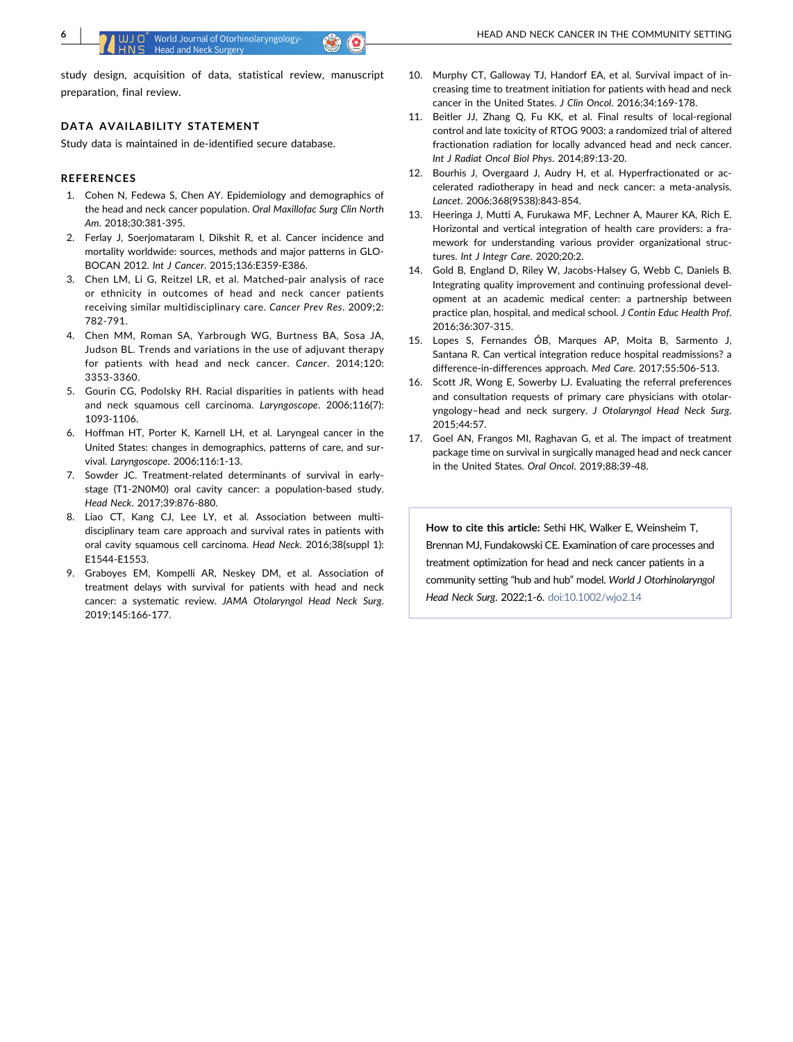study design, acquisition of data, statistical review, manuscript preparation, final review.

## DATA AVAILABILITY STATEMENT

Study data is maintained in de-identified secure database.

## REFERENCES

1. Cohen N, Fedewa S, Chen AY. Epidemiology and demographics of the head and neck cancer population. *Oral Maxillofac Surg Clin North Am*. 2018;30:381-395.
2. Ferlay J, Soerjomataram I, Dikshit R, et al. Cancer incidence and mortality worldwide: sources, methods and major patterns in GLOBOCAN 2012. *Int J Cancer*. 2015;136:E359-E386.
3. Chen LM, Li G, Reitzel LR, et al. Matched-pair analysis of race or ethnicity in outcomes of head and neck cancer patients receiving similar multidisciplinary care. *Cancer Prev Res*. 2009;2:782-791.
4. Chen MM, Roman SA, Yarbrough WG, Burtness BA, Sosa JA, Judson BL. Trends and variations in the use of adjuvant therapy for patients with head and neck cancer. *Cancer*. 2014;120:3353-3360.
5. Gourin CG, Podolsky RH. Racial disparities in patients with head and neck squamous cell carcinoma. *Laryngoscope*. 2006;116(7):1093-1106.
6. Hoffman HT, Porter K, Karnell LH, et al. Laryngeal cancer in the United States: changes in demographics, patterns of care, and survival. *Laryngoscope*. 2006;116:1-13.
7. Sowder JC. Treatment-related determinants of survival in early-stage (T1-2N0M0) oral cavity cancer: a population-based study. *Head Neck*. 2017;39:876-880.
8. Liao CT, Kang CJ, Lee LY, et al. Association between multidisciplinary team care approach and survival rates in patients with oral cavity squamous cell carcinoma. *Head Neck*. 2016;38(suppl 1):E1544-E1553.
9. Graboyes EM, Kompelli AR, Neskey DM, et al. Association of treatment delays with survival for patients with head and neck cancer: a systematic review. *JAMA Otolaryngol Head Neck Surg*. 2019;145:166-177.
10. Murphy CT, Galloway TJ, Handorf EA, et al. Survival impact of increasing time to treatment initiation for patients with head and neck cancer in the United States. *J Clin Oncol*. 2016;34:169-178.
11. Beitler JJ, Zhang Q, Fu KK, et al. Final results of local-regional control and late toxicity of RTOG 9003: a randomized trial of altered fractionation radiation for locally advanced head and neck cancer. *Int J Radiat Oncol Biol Phys*. 2014;89:13-20.
12. Bourhis J, Overgaard J, Audry H, et al. Hyperfractionated or accelerated radiotherapy in head and neck cancer: a meta-analysis. *Lancet*. 2006;368(9538):843-854.
13. Heeringa J, Mutti A, Furukawa MF, Lechner A, Maurer KA, Rich E. Horizontal and vertical integration of health care providers: a framework for understanding various provider organizational structures. *Int J Integr Care*. 2020;20:2.
14. Gold B, England D, Riley W, Jacobs-Halsey G, Webb C, Daniels B. Integrating quality improvement and continuing professional development at an academic medical center: a partnership between practice plan, hospital, and medical school. *J Contin Educ Health Prof*. 2016;36:307-315.
15. Lopes S, Fernandes ÓB, Marques AP, Moita B, Sarmento J, Santana R. Can vertical integration reduce hospital readmissions? a difference-in-differences approach. *Med Care*. 2017;55:506-513.
16. Scott JR, Wong E, Sowerby LJ. Evaluating the referral preferences and consultation requests of primary care physicians with otolaryngology–head and neck surgery. *J Otolaryngol Head Neck Surg*. 2015;44:57.
17. Goel AN, Frangos MI, Raghavan G, et al. The impact of treatment package time on survival in surgically managed head and neck cancer in the United States. *Oral Oncol*. 2019;88:39-48.

**How to cite this article:** Sethi HK, Walker E, Weinsheim T, Brennan MJ, Fundakowski CE. Examination of care processes and treatment optimization for head and neck cancer patients in a community setting "hub and hub" model. *World J Otorhinolaryngol Head Neck Surg*. 2022;1-6. doi:10.1002/wjo2.14